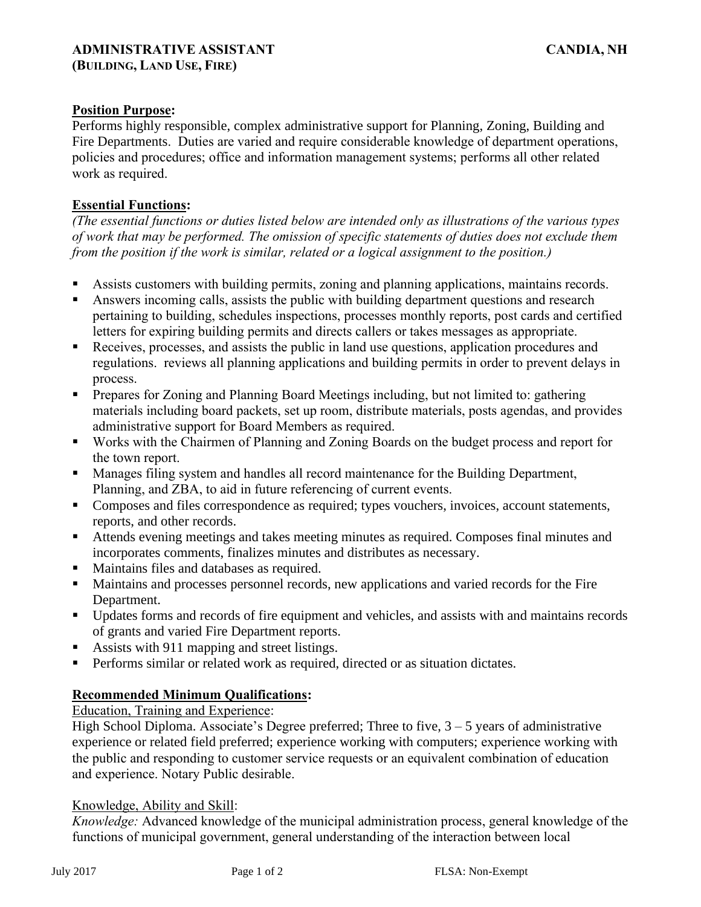**ADMINISTRATIVE ASSISTANT** **CANDIA, NH**
**(BUILDING, LAND USE, FIRE)**

**Position Purpose:**
Performs highly responsible, complex administrative support for Planning, Zoning, Building and Fire Departments. Duties are varied and require considerable knowledge of department operations, policies and procedures; office and information management systems; performs all other related work as required.

**Essential Functions:**
*(The essential functions or duties listed below are intended only as illustrations of the various types of work that may be performed. The omission of specific statements of duties does not exclude them from the position if the work is similar, related or a logical assignment to the position.)*

- Assists customers with building permits, zoning and planning applications, maintains records.
- Answers incoming calls, assists the public with building department questions and research pertaining to building, schedules inspections, processes monthly reports, post cards and certified letters for expiring building permits and directs callers or takes messages as appropriate.
- Receives, processes, and assists the public in land use questions, application procedures and regulations. reviews all planning applications and building permits in order to prevent delays in process.
- Prepares for Zoning and Planning Board Meetings including, but not limited to: gathering materials including board packets, set up room, distribute materials, posts agendas, and provides administrative support for Board Members as required.
- Works with the Chairmen of Planning and Zoning Boards on the budget process and report for the town report.
- Manages filing system and handles all record maintenance for the Building Department, Planning, and ZBA, to aid in future referencing of current events.
- Composes and files correspondence as required; types vouchers, invoices, account statements, reports, and other records.
- Attends evening meetings and takes meeting minutes as required. Composes final minutes and incorporates comments, finalizes minutes and distributes as necessary.
- Maintains files and databases as required.
- Maintains and processes personnel records, new applications and varied records for the Fire Department.
- Updates forms and records of fire equipment and vehicles, and assists with and maintains records of grants and varied Fire Department reports.
- Assists with 911 mapping and street listings.
- Performs similar or related work as required, directed or as situation dictates.

**Recommended Minimum Qualifications:**

Education, Training and Experience:
High School Diploma. Associate's Degree preferred; Three to five, 3 – 5 years of administrative experience or related field preferred; experience working with computers; experience working with the public and responding to customer service requests or an equivalent combination of education and experience. Notary Public desirable.

Knowledge, Ability and Skill:
*Knowledge:* Advanced knowledge of the municipal administration process, general knowledge of the functions of municipal government, general understanding of the interaction between local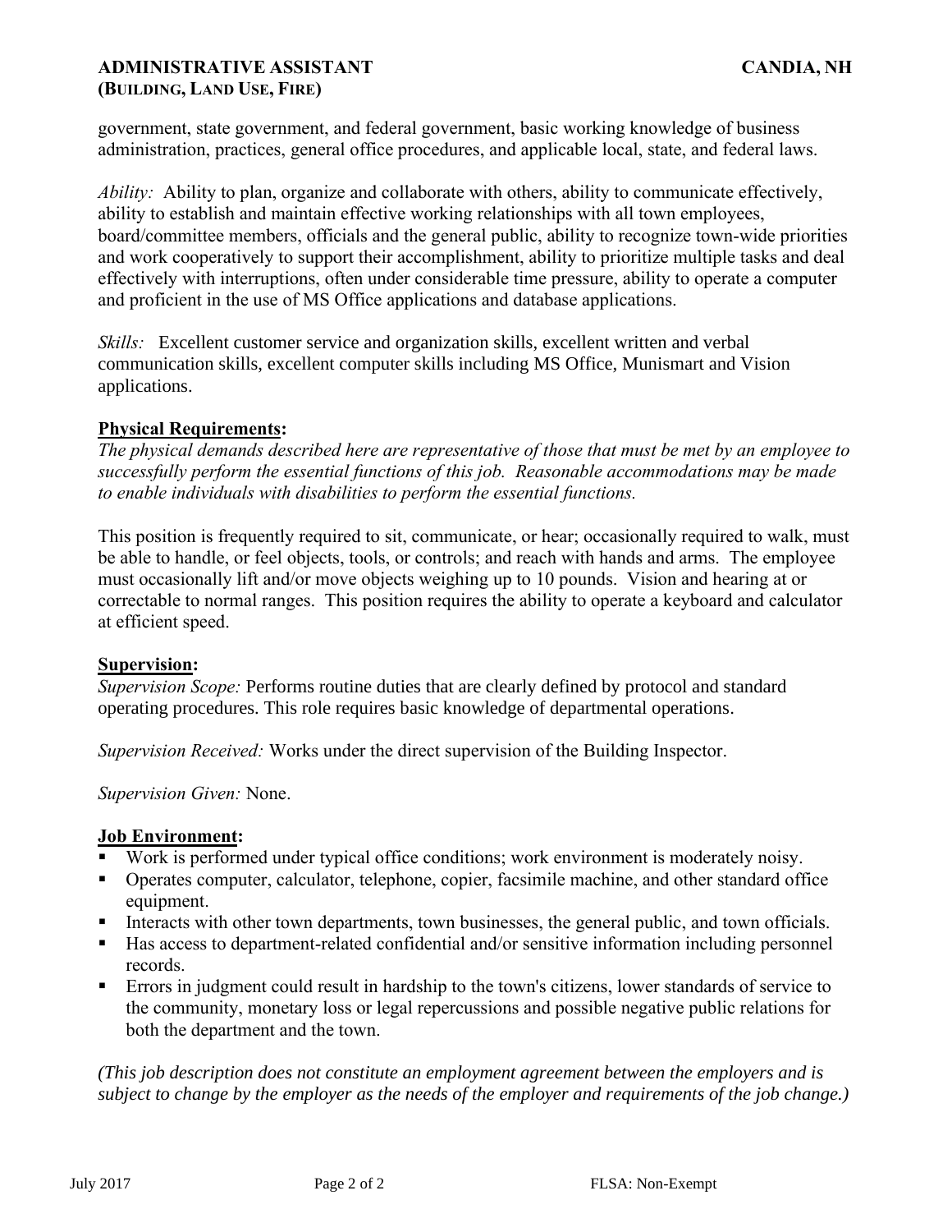government, state government, and federal government, basic working knowledge of business administration, practices, general office procedures, and applicable local, state, and federal laws.

*Ability:* Ability to plan, organize and collaborate with others, ability to communicate effectively, ability to establish and maintain effective working relationships with all town employees, board/committee members, officials and the general public, ability to recognize town-wide priorities and work cooperatively to support their accomplishment, ability to prioritize multiple tasks and deal effectively with interruptions, often under considerable time pressure, ability to operate a computer and proficient in the use of MS Office applications and database applications.

*Skills:* Excellent customer service and organization skills, excellent written and verbal communication skills, excellent computer skills including MS Office, Munismart and Vision applications.

## Physical Requirements:

*The physical demands described here are representative of those that must be met by an employee to successfully perform the essential functions of this job. Reasonable accommodations may be made to enable individuals with disabilities to perform the essential functions.*

This position is frequently required to sit, communicate, or hear; occasionally required to walk, must be able to handle, or feel objects, tools, or controls; and reach with hands and arms. The employee must occasionally lift and/or move objects weighing up to 10 pounds. Vision and hearing at or correctable to normal ranges. This position requires the ability to operate a keyboard and calculator at efficient speed.

## Supervision:

*Supervision Scope:* Performs routine duties that are clearly defined by protocol and standard operating procedures. This role requires basic knowledge of departmental operations.

*Supervision Received:* Works under the direct supervision of the Building Inspector.

*Supervision Given:* None.

## Job Environment:

- Work is performed under typical office conditions; work environment is moderately noisy.
- Operates computer, calculator, telephone, copier, facsimile machine, and other standard office equipment.
- Interacts with other town departments, town businesses, the general public, and town officials.
- Has access to department-related confidential and/or sensitive information including personnel records.
- Errors in judgment could result in hardship to the town's citizens, lower standards of service to the community, monetary loss or legal repercussions and possible negative public relations for both the department and the town.

*(This job description does not constitute an employment agreement between the employers and is subject to change by the employer as the needs of the employer and requirements of the job change.)*

July 2017 FLSA: Non-Exempt